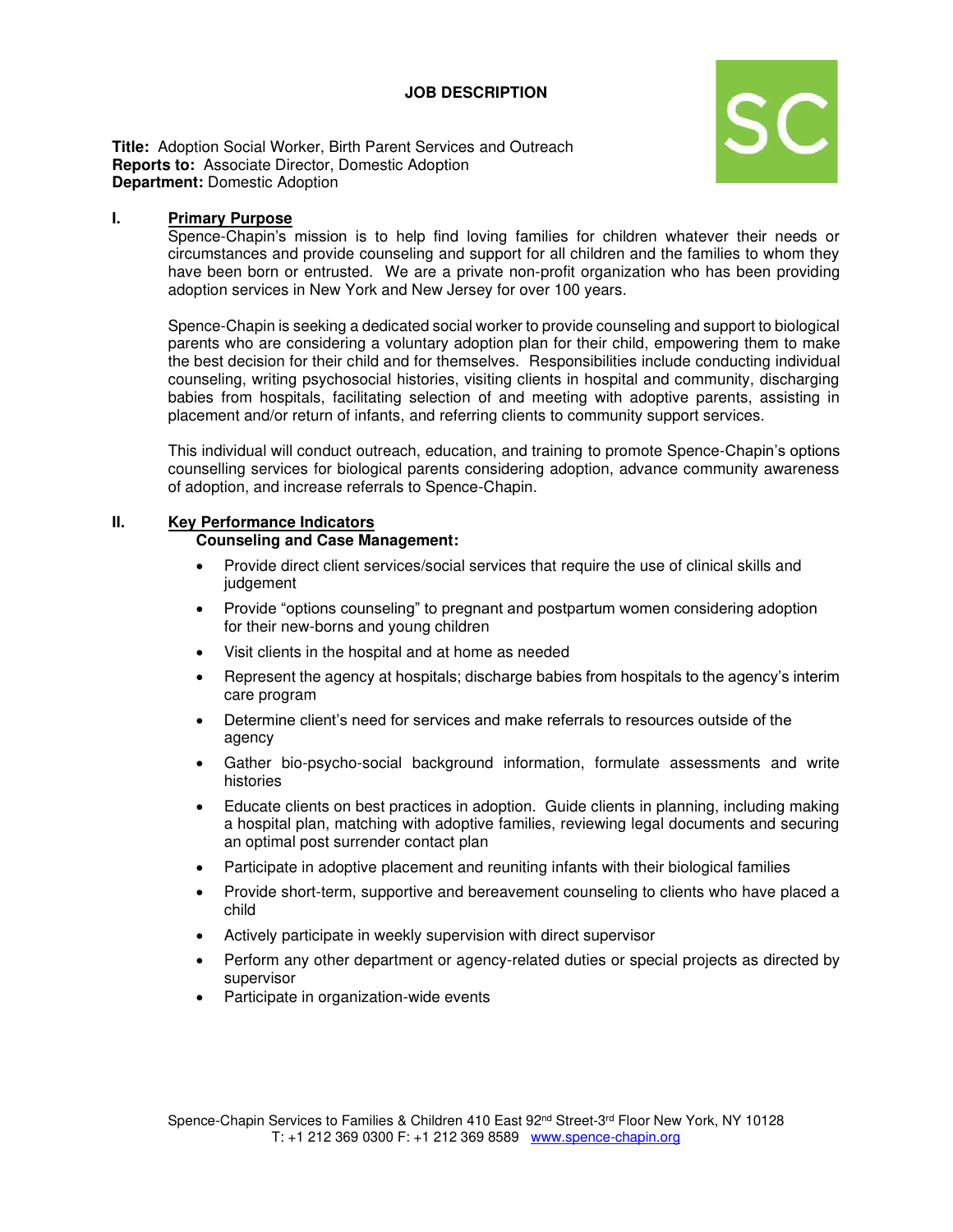# JOB DESCRIPTION

**Title:** Adoption Social Worker, Birth Parent Services and Outreach
**Reports to:** Associate Director, Domestic Adoption
**Department:** Domestic Adoption

## I. Primary Purpose

Spence-Chapin's mission is to help find loving families for children whatever their needs or circumstances and provide counseling and support for all children and the families to whom they have been born or entrusted. We are a private non-profit organization who has been providing adoption services in New York and New Jersey for over 100 years.

Spence-Chapin is seeking a dedicated social worker to provide counseling and support to biological parents who are considering a voluntary adoption plan for their child, empowering them to make the best decision for their child and for themselves. Responsibilities include conducting individual counseling, writing psychosocial histories, visiting clients in hospital and community, discharging babies from hospitals, facilitating selection of and meeting with adoptive parents, assisting in placement and/or return of infants, and referring clients to community support services.

This individual will conduct outreach, education, and training to promote Spence-Chapin's options counselling services for biological parents considering adoption, advance community awareness of adoption, and increase referrals to Spence-Chapin.

## II. Key Performance Indicators

**Counseling and Case Management:**

- Provide direct client services/social services that require the use of clinical skills and judgement
- Provide "options counseling" to pregnant and postpartum women considering adoption for their new-borns and young children
- Visit clients in the hospital and at home as needed
- Represent the agency at hospitals; discharge babies from hospitals to the agency's interim care program
- Determine client's need for services and make referrals to resources outside of the agency
- Gather bio-psycho-social background information, formulate assessments and write histories
- Educate clients on best practices in adoption. Guide clients in planning, including making a hospital plan, matching with adoptive families, reviewing legal documents and securing an optimal post surrender contact plan
- Participate in adoptive placement and reuniting infants with their biological families
- Provide short-term, supportive and bereavement counseling to clients who have placed a child
- Actively participate in weekly supervision with direct supervisor
- Perform any other department or agency-related duties or special projects as directed by supervisor
- Participate in organization-wide events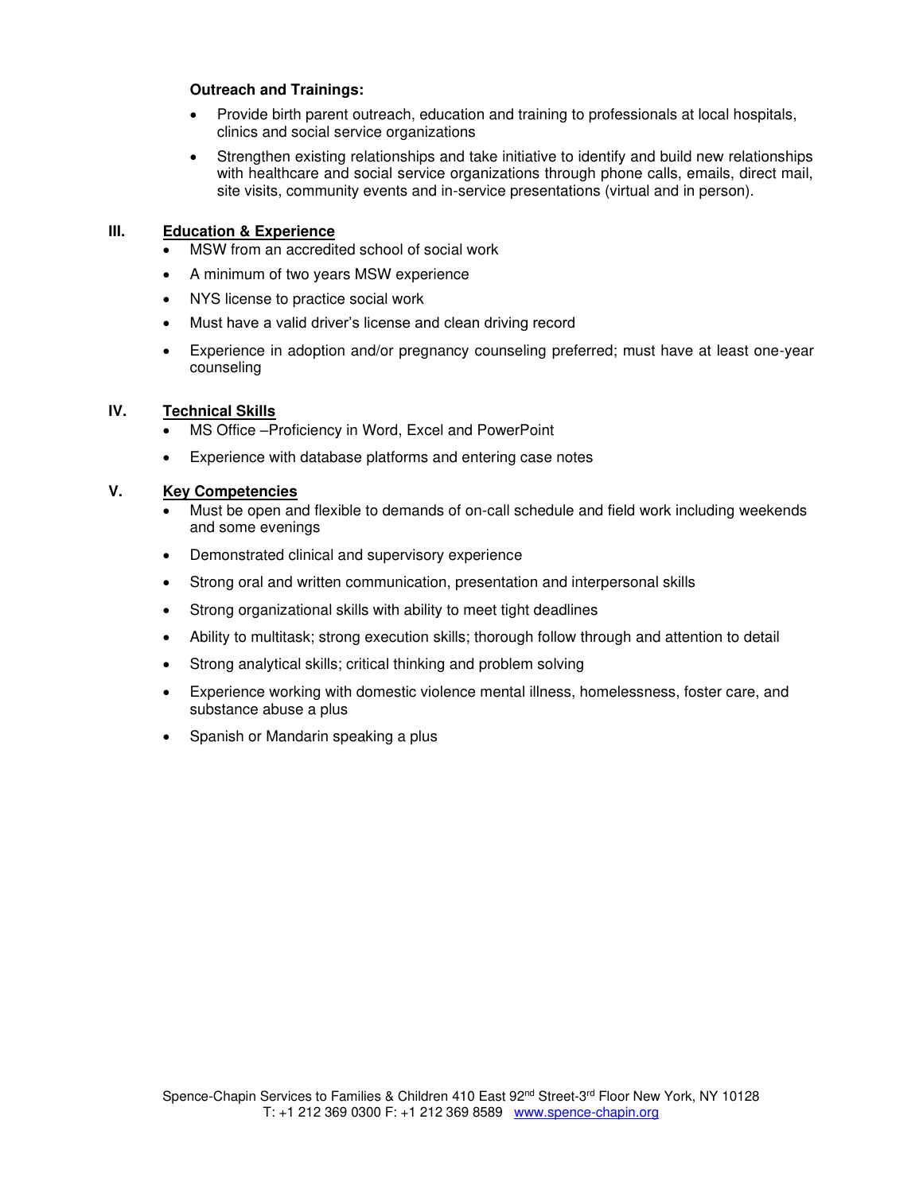**Outreach and Trainings:**

- Provide birth parent outreach, education and training to professionals at local hospitals, clinics and social service organizations
- Strengthen existing relationships and take initiative to identify and build new relationships with healthcare and social service organizations through phone calls, emails, direct mail, site visits, community events and in-service presentations (virtual and in person).

## III. Education & Experience

- MSW from an accredited school of social work
- A minimum of two years MSW experience
- NYS license to practice social work
- Must have a valid driver's license and clean driving record
- Experience in adoption and/or pregnancy counseling preferred; must have at least one-year counseling

## IV. Technical Skills

- MS Office –Proficiency in Word, Excel and PowerPoint
- Experience with database platforms and entering case notes

## V. Key Competencies

- Must be open and flexible to demands of on-call schedule and field work including weekends and some evenings
- Demonstrated clinical and supervisory experience
- Strong oral and written communication, presentation and interpersonal skills
- Strong organizational skills with ability to meet tight deadlines
- Ability to multitask; strong execution skills; thorough follow through and attention to detail
- Strong analytical skills; critical thinking and problem solving
- Experience working with domestic violence mental illness, homelessness, foster care, and substance abuse a plus
- Spanish or Mandarin speaking a plus